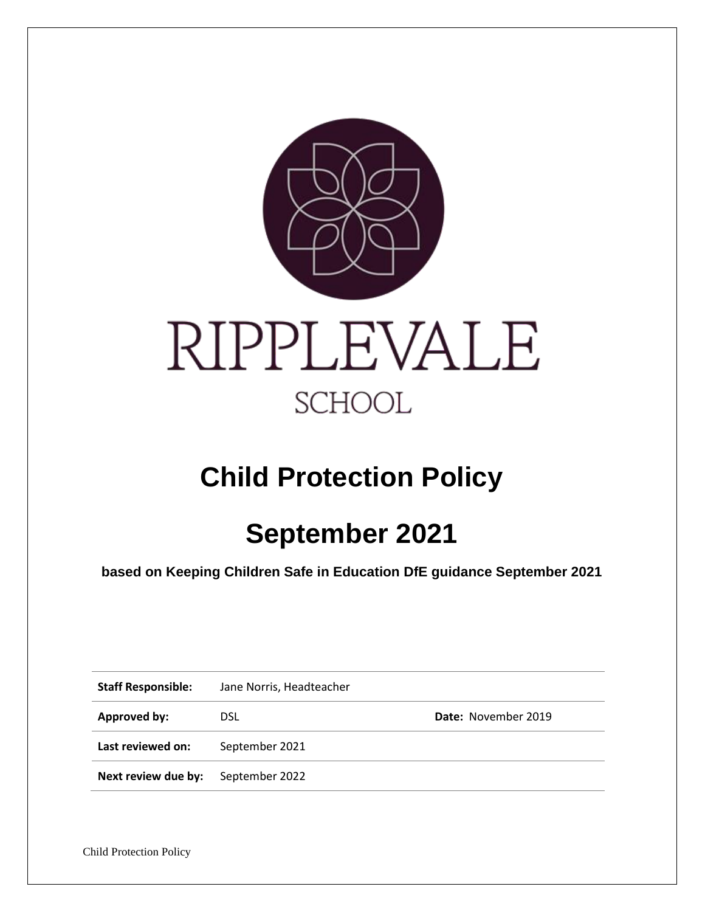RIPPLEVALE

SCHOOL

# Child Protection Policy

# September 2021

**based on Keeping Children Safe in Education DfE guidance September 2021**

| | | |
|---|---|---|
| **Staff Responsible:** | Jane Norris, Headteacher | |
| **Approved by:** | DSL | **Date:** November 2019 |
| **Last reviewed on:** | September 2021 | |
| **Next review due by:** | September 2022 | |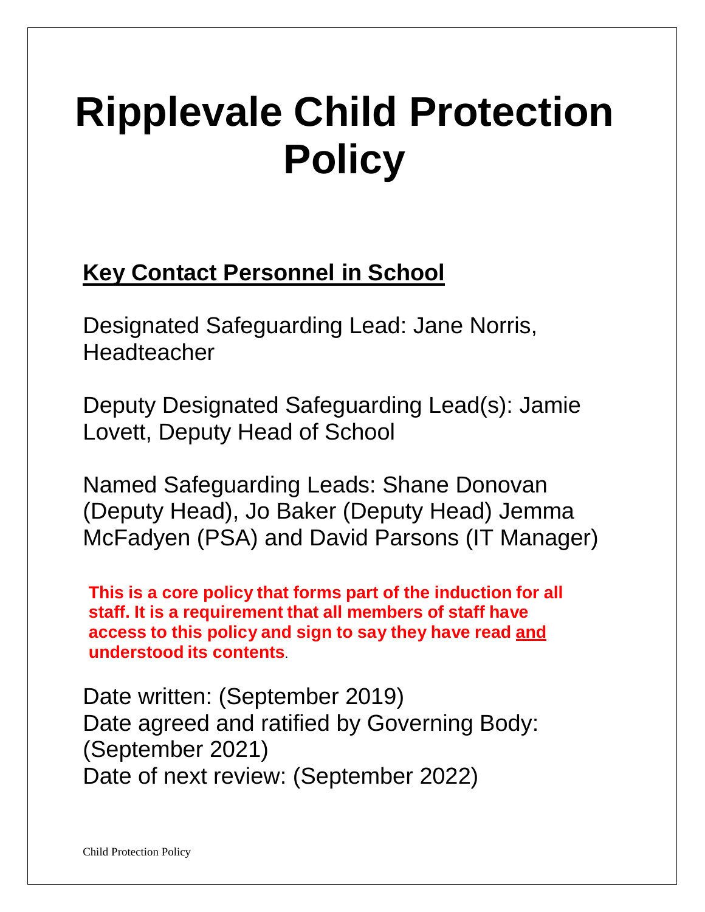# Ripplevale Child Protection Policy

## Key Contact Personnel in School

Designated Safeguarding Lead: Jane Norris, Headteacher

Deputy Designated Safeguarding Lead(s): Jamie Lovett, Deputy Head of School

Named Safeguarding Leads: Shane Donovan (Deputy Head), Jo Baker (Deputy Head) Jemma McFadyen (PSA) and David Parsons (IT Manager)

**This is a core policy that forms part of the induction for all staff. It is a requirement that all members of staff have access to this policy and sign to say they have read and understood its contents**.

Date written: (September 2019)
Date agreed and ratified by Governing Body: (September 2021)
Date of next review: (September 2022)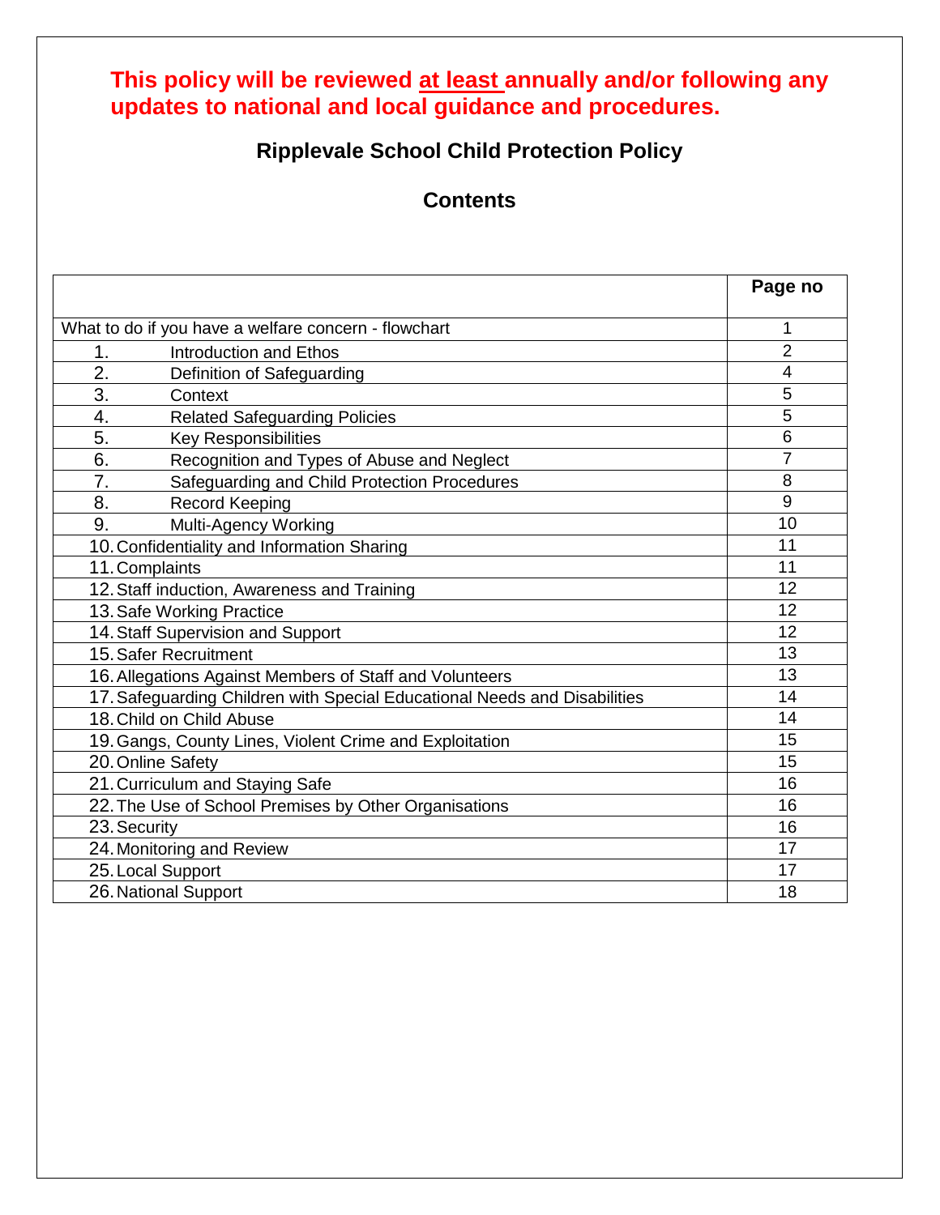**This policy will be reviewed <u>at least</u> annually and/or following any updates to national and local guidance and procedures.**

# Ripplevale School Child Protection Policy

## Contents

| | Page no |
|---|---|
| What to do if you have a welfare concern - flowchart | 1 |
| 1. Introduction and Ethos | 2 |
| 2. Definition of Safeguarding | 4 |
| 3. Context | 5 |
| 4. Related Safeguarding Policies | 5 |
| 5. Key Responsibilities | 6 |
| 6. Recognition and Types of Abuse and Neglect | 7 |
| 7. Safeguarding and Child Protection Procedures | 8 |
| 8. Record Keeping | 9 |
| 9. Multi-Agency Working | 10 |
| 10. Confidentiality and Information Sharing | 11 |
| 11. Complaints | 11 |
| 12. Staff induction, Awareness and Training | 12 |
| 13. Safe Working Practice | 12 |
| 14. Staff Supervision and Support | 12 |
| 15. Safer Recruitment | 13 |
| 16. Allegations Against Members of Staff and Volunteers | 13 |
| 17. Safeguarding Children with Special Educational Needs and Disabilities | 14 |
| 18. Child on Child Abuse | 14 |
| 19. Gangs, County Lines, Violent Crime and Exploitation | 15 |
| 20. Online Safety | 15 |
| 21. Curriculum and Staying Safe | 16 |
| 22. The Use of School Premises by Other Organisations | 16 |
| 23. Security | 16 |
| 24. Monitoring and Review | 17 |
| 25. Local Support | 17 |
| 26. National Support | 18 |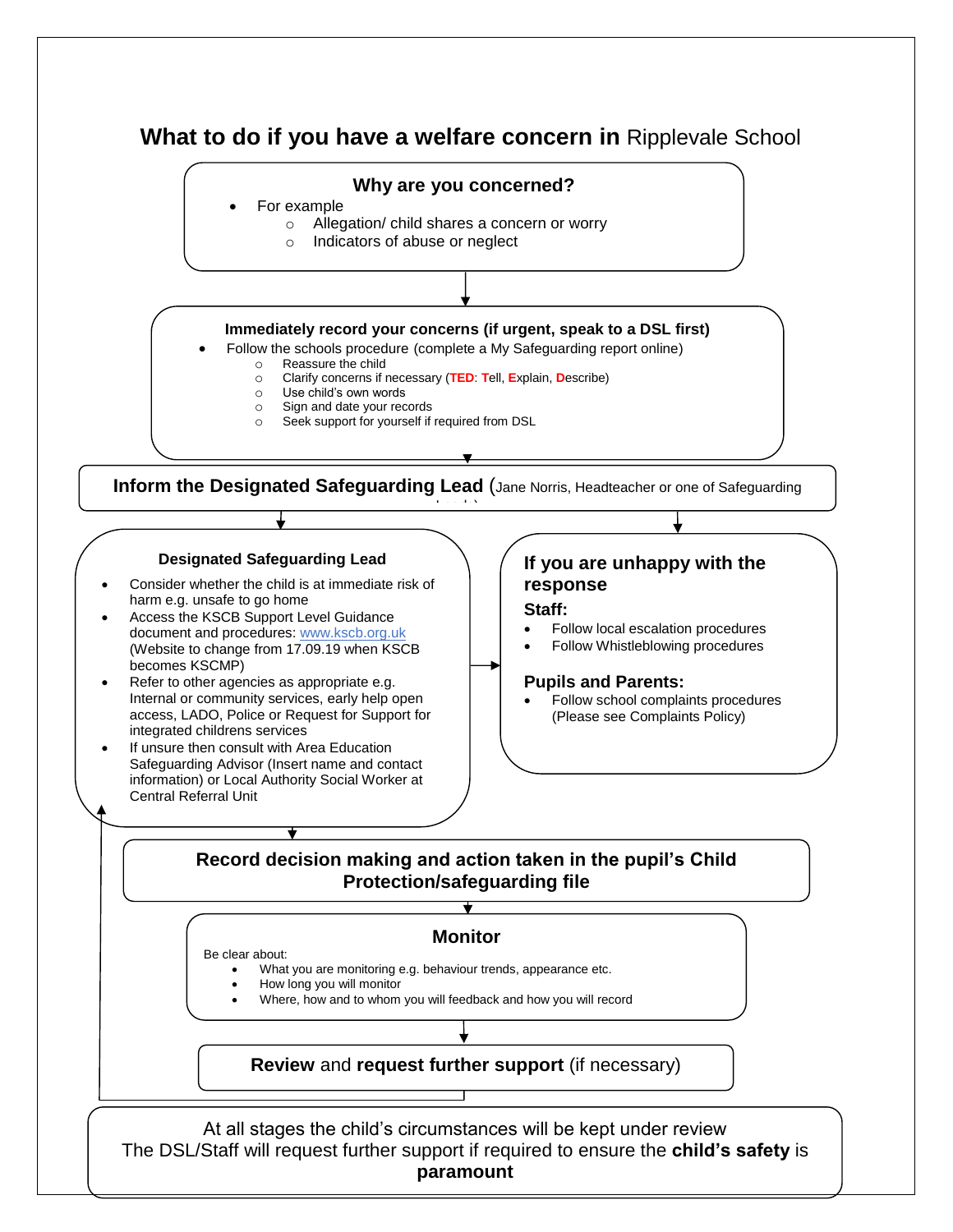## What to do if you have a welfare concern in Ripplevale School

### Why are you concerned?

- For example
  - Allegation/ child shares a concern or worry
  - Indicators of abuse or neglect

### Immediately record your concerns (if urgent, speak to a DSL first)

- Follow the schools procedure (complete a My Safeguarding report online)
  - Reassure the child
  - Clarify concerns if necessary (**TED**: **T**ell, **E**xplain, **D**escribe)
  - Use child's own words
  - Sign and date your records
  - Seek support for yourself if required from DSL

### Inform the Designated Safeguarding Lead (Jane Norris, Headteacher or one of Safeguarding Leads)

### Designated Safeguarding Lead

- Consider whether the child is at immediate risk of harm e.g. unsafe to go home
- Access the KSCB Support Level Guidance document and procedures: www.kscb.org.uk (Website to change from 17.09.19 when KSCB becomes KSCMP)
- Refer to other agencies as appropriate e.g. Internal or community services, early help open access, LADO, Police or Request for Support for integrated childrens services
- If unsure then consult with Area Education Safeguarding Advisor (Insert name and contact information) or Local Authority Social Worker at Central Referral Unit

### If you are unhappy with the response

**Staff:**

- Follow local escalation procedures
- Follow Whistleblowing procedures

**Pupils and Parents:**

- Follow school complaints procedures (Please see Complaints Policy)

### Record decision making and action taken in the pupil's Child Protection/safeguarding file

### Monitor

Be clear about:

- What you are monitoring e.g. behaviour trends, appearance etc.
- How long you will monitor
- Where, how and to whom you will feedback and how you will record

### **Review** and **request further support** (if necessary)

At all stages the child's circumstances will be kept under review
The DSL/Staff will request further support if required to ensure the **child's safety** is **paramount**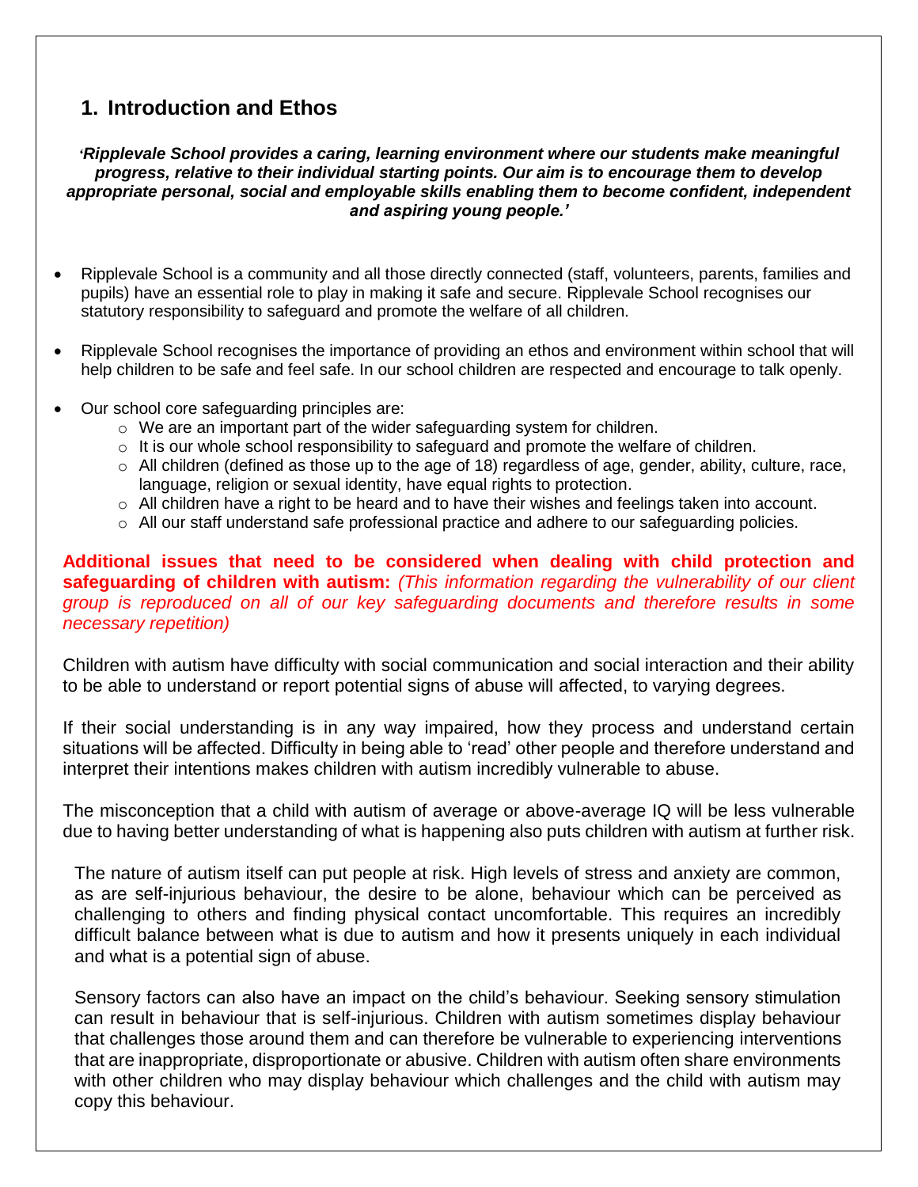## 1. Introduction and Ethos

***'Ripplevale School provides a caring, learning environment where our students make meaningful progress, relative to their individual starting points. Our aim is to encourage them to develop appropriate personal, social and employable skills enabling them to become confident, independent and aspiring young people.'***

- Ripplevale School is a community and all those directly connected (staff, volunteers, parents, families and pupils) have an essential role to play in making it safe and secure. Ripplevale School recognises our statutory responsibility to safeguard and promote the welfare of all children.
- Ripplevale School recognises the importance of providing an ethos and environment within school that will help children to be safe and feel safe. In our school children are respected and encourage to talk openly.
- Our school core safeguarding principles are:
  - We are an important part of the wider safeguarding system for children.
  - It is our whole school responsibility to safeguard and promote the welfare of children.
  - All children (defined as those up to the age of 18) regardless of age, gender, ability, culture, race, language, religion or sexual identity, have equal rights to protection.
  - All children have a right to be heard and to have their wishes and feelings taken into account.
  - All our staff understand safe professional practice and adhere to our safeguarding policies.

**Additional issues that need to be considered when dealing with child protection and safeguarding of children with autism:** *(This information regarding the vulnerability of our client group is reproduced on all of our key safeguarding documents and therefore results in some necessary repetition)*

Children with autism have difficulty with social communication and social interaction and their ability to be able to understand or report potential signs of abuse will affected, to varying degrees.

If their social understanding is in any way impaired, how they process and understand certain situations will be affected. Difficulty in being able to 'read' other people and therefore understand and interpret their intentions makes children with autism incredibly vulnerable to abuse.

The misconception that a child with autism of average or above-average IQ will be less vulnerable due to having better understanding of what is happening also puts children with autism at further risk.

The nature of autism itself can put people at risk. High levels of stress and anxiety are common, as are self-injurious behaviour, the desire to be alone, behaviour which can be perceived as challenging to others and finding physical contact uncomfortable. This requires an incredibly difficult balance between what is due to autism and how it presents uniquely in each individual and what is a potential sign of abuse.

Sensory factors can also have an impact on the child's behaviour. Seeking sensory stimulation can result in behaviour that is self-injurious. Children with autism sometimes display behaviour that challenges those around them and can therefore be vulnerable to experiencing interventions that are inappropriate, disproportionate or abusive. Children with autism often share environments with other children who may display behaviour which challenges and the child with autism may copy this behaviour.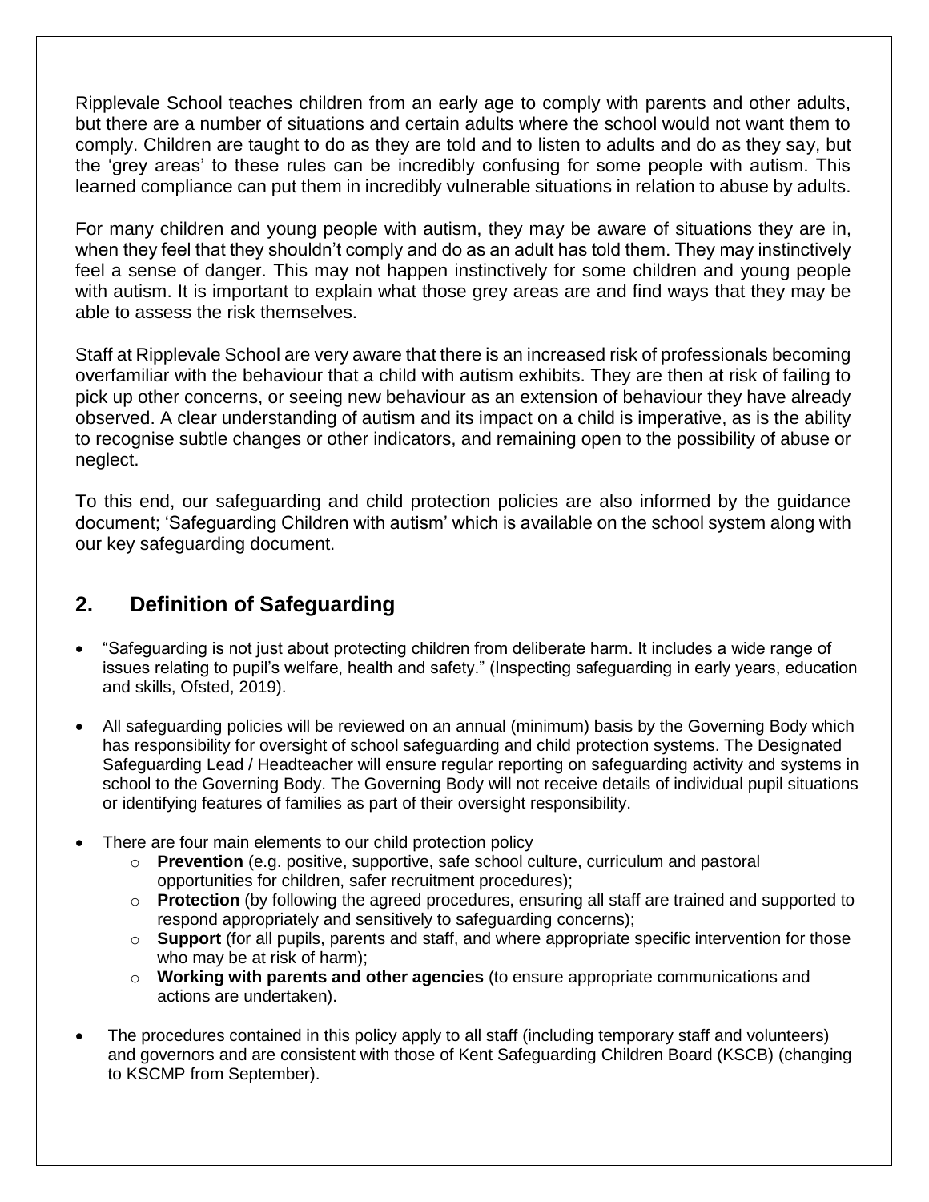Ripplevale School teaches children from an early age to comply with parents and other adults, but there are a number of situations and certain adults where the school would not want them to comply. Children are taught to do as they are told and to listen to adults and do as they say, but the 'grey areas' to these rules can be incredibly confusing for some people with autism. This learned compliance can put them in incredibly vulnerable situations in relation to abuse by adults.

For many children and young people with autism, they may be aware of situations they are in, when they feel that they shouldn't comply and do as an adult has told them. They may instinctively feel a sense of danger. This may not happen instinctively for some children and young people with autism. It is important to explain what those grey areas are and find ways that they may be able to assess the risk themselves.

Staff at Ripplevale School are very aware that there is an increased risk of professionals becoming overfamiliar with the behaviour that a child with autism exhibits. They are then at risk of failing to pick up other concerns, or seeing new behaviour as an extension of behaviour they have already observed. A clear understanding of autism and its impact on a child is imperative, as is the ability to recognise subtle changes or other indicators, and remaining open to the possibility of abuse or neglect.

To this end, our safeguarding and child protection policies are also informed by the guidance document; 'Safeguarding Children with autism' which is available on the school system along with our key safeguarding document.

## 2. Definition of Safeguarding

- "Safeguarding is not just about protecting children from deliberate harm. It includes a wide range of issues relating to pupil's welfare, health and safety." (Inspecting safeguarding in early years, education and skills, Ofsted, 2019).
- All safeguarding policies will be reviewed on an annual (minimum) basis by the Governing Body which has responsibility for oversight of school safeguarding and child protection systems. The Designated Safeguarding Lead / Headteacher will ensure regular reporting on safeguarding activity and systems in school to the Governing Body. The Governing Body will not receive details of individual pupil situations or identifying features of families as part of their oversight responsibility.
- There are four main elements to our child protection policy
  - **Prevention** (e.g. positive, supportive, safe school culture, curriculum and pastoral opportunities for children, safer recruitment procedures);
  - **Protection** (by following the agreed procedures, ensuring all staff are trained and supported to respond appropriately and sensitively to safeguarding concerns);
  - **Support** (for all pupils, parents and staff, and where appropriate specific intervention for those who may be at risk of harm);
  - **Working with parents and other agencies** (to ensure appropriate communications and actions are undertaken).
- The procedures contained in this policy apply to all staff (including temporary staff and volunteers) and governors and are consistent with those of Kent Safeguarding Children Board (KSCB) (changing to KSCMP from September).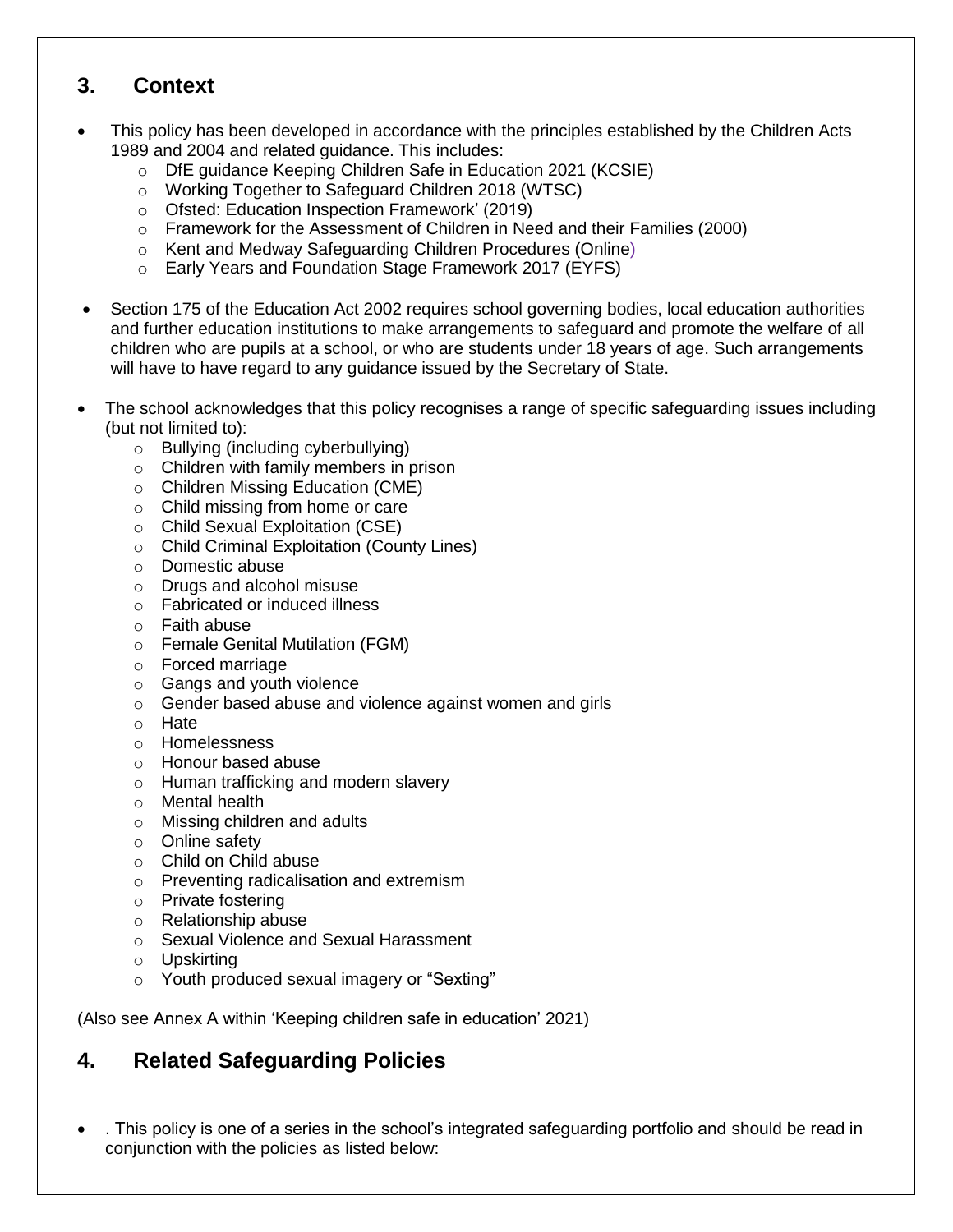## 3. Context

- This policy has been developed in accordance with the principles established by the Children Acts 1989 and 2004 and related guidance. This includes:
    - DfE guidance Keeping Children Safe in Education 2021 (KCSIE)
    - Working Together to Safeguard Children 2018 (WTSC)
    - Ofsted: Education Inspection Framework' (2019)
    - Framework for the Assessment of Children in Need and their Families (2000)
    - Kent and Medway Safeguarding Children Procedures (Online)
    - Early Years and Foundation Stage Framework 2017 (EYFS)

- Section 175 of the Education Act 2002 requires school governing bodies, local education authorities and further education institutions to make arrangements to safeguard and promote the welfare of all children who are pupils at a school, or who are students under 18 years of age. Such arrangements will have to have regard to any guidance issued by the Secretary of State.

- The school acknowledges that this policy recognises a range of specific safeguarding issues including (but not limited to):
    - Bullying (including cyberbullying)
    - Children with family members in prison
    - Children Missing Education (CME)
    - Child missing from home or care
    - Child Sexual Exploitation (CSE)
    - Child Criminal Exploitation (County Lines)
    - Domestic abuse
    - Drugs and alcohol misuse
    - Fabricated or induced illness
    - Faith abuse
    - Female Genital Mutilation (FGM)
    - Forced marriage
    - Gangs and youth violence
    - Gender based abuse and violence against women and girls
    - Hate
    - Homelessness
    - Honour based abuse
    - Human trafficking and modern slavery
    - Mental health
    - Missing children and adults
    - Online safety
    - Child on Child abuse
    - Preventing radicalisation and extremism
    - Private fostering
    - Relationship abuse
    - Sexual Violence and Sexual Harassment
    - Upskirting
    - Youth produced sexual imagery or "Sexting"

(Also see Annex A within 'Keeping children safe in education' 2021)

## 4. Related Safeguarding Policies

- . This policy is one of a series in the school's integrated safeguarding portfolio and should be read in conjunction with the policies as listed below: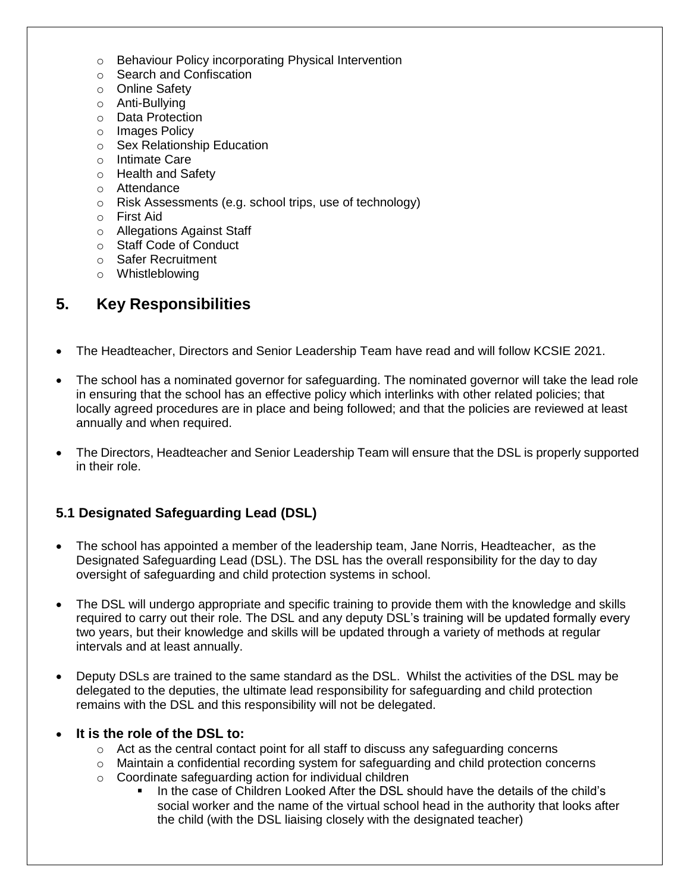- Behaviour Policy incorporating Physical Intervention
  - Search and Confiscation
  - Online Safety
  - Anti-Bullying
  - Data Protection
  - Images Policy
  - Sex Relationship Education
  - Intimate Care
  - Health and Safety
  - Attendance
  - Risk Assessments (e.g. school trips, use of technology)
  - First Aid
  - Allegations Against Staff
  - Staff Code of Conduct
  - Safer Recruitment
  - Whistleblowing

## 5. Key Responsibilities

- The Headteacher, Directors and Senior Leadership Team have read and will follow KCSIE 2021.
- The school has a nominated governor for safeguarding. The nominated governor will take the lead role in ensuring that the school has an effective policy which interlinks with other related policies; that locally agreed procedures are in place and being followed; and that the policies are reviewed at least annually and when required.
- The Directors, Headteacher and Senior Leadership Team will ensure that the DSL is properly supported in their role.

### 5.1 Designated Safeguarding Lead (DSL)

- The school has appointed a member of the leadership team, Jane Norris, Headteacher, as the Designated Safeguarding Lead (DSL). The DSL has the overall responsibility for the day to day oversight of safeguarding and child protection systems in school.
- The DSL will undergo appropriate and specific training to provide them with the knowledge and skills required to carry out their role. The DSL and any deputy DSL's training will be updated formally every two years, but their knowledge and skills will be updated through a variety of methods at regular intervals and at least annually.
- Deputy DSLs are trained to the same standard as the DSL. Whilst the activities of the DSL may be delegated to the deputies, the ultimate lead responsibility for safeguarding and child protection remains with the DSL and this responsibility will not be delegated.
- **It is the role of the DSL to:**
  - Act as the central contact point for all staff to discuss any safeguarding concerns
  - Maintain a confidential recording system for safeguarding and child protection concerns
  - Coordinate safeguarding action for individual children
    - In the case of Children Looked After the DSL should have the details of the child's social worker and the name of the virtual school head in the authority that looks after the child (with the DSL liaising closely with the designated teacher)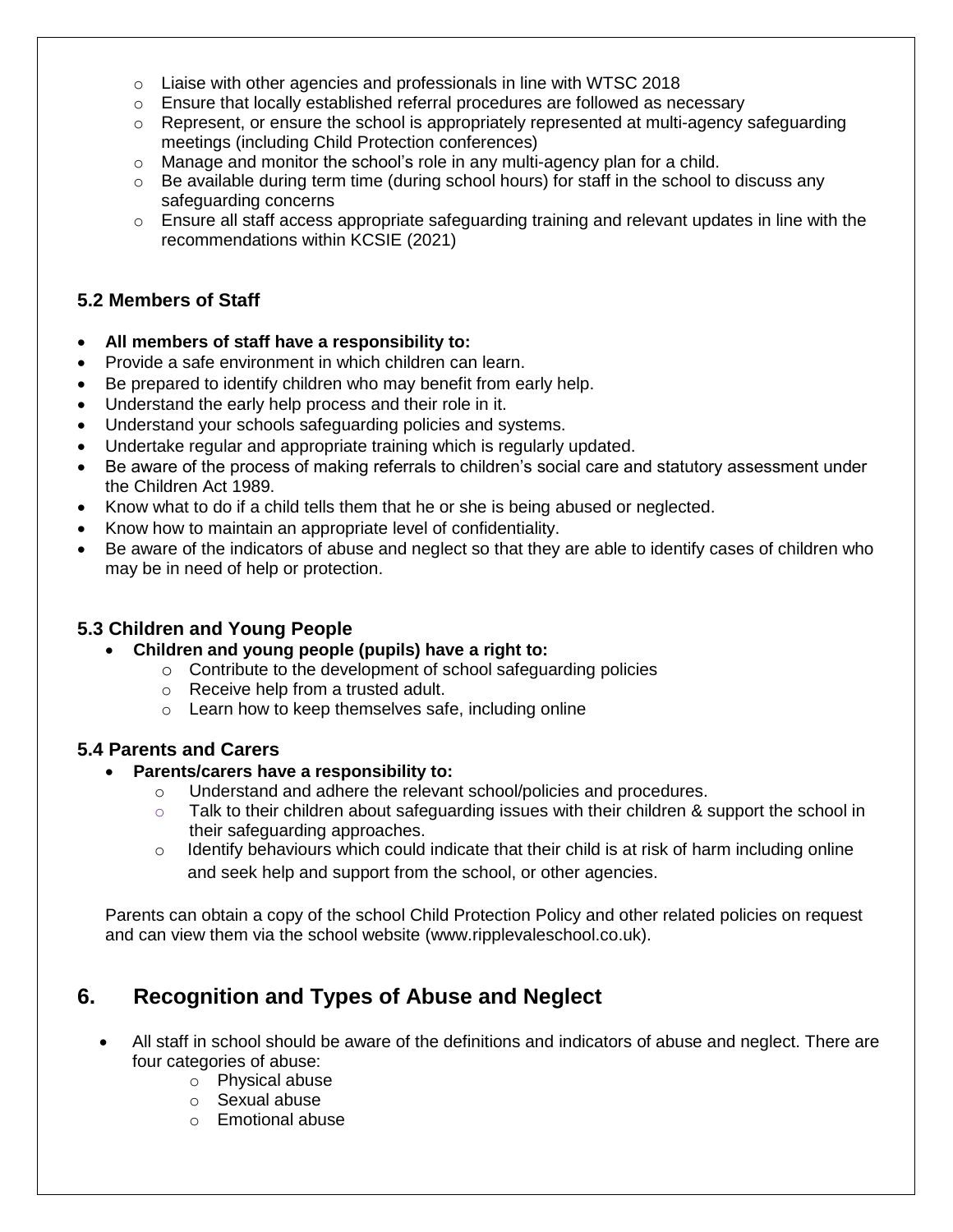- Liaise with other agencies and professionals in line with WTSC 2018
- Ensure that locally established referral procedures are followed as necessary
- Represent, or ensure the school is appropriately represented at multi-agency safeguarding meetings (including Child Protection conferences)
- Manage and monitor the school's role in any multi-agency plan for a child.
- Be available during term time (during school hours) for staff in the school to discuss any safeguarding concerns
- Ensure all staff access appropriate safeguarding training and relevant updates in line with the recommendations within KCSIE (2021)

### 5.2 Members of Staff

- **All members of staff have a responsibility to:**
- Provide a safe environment in which children can learn.
- Be prepared to identify children who may benefit from early help.
- Understand the early help process and their role in it.
- Understand your schools safeguarding policies and systems.
- Undertake regular and appropriate training which is regularly updated.
- Be aware of the process of making referrals to children's social care and statutory assessment under the Children Act 1989.
- Know what to do if a child tells them that he or she is being abused or neglected.
- Know how to maintain an appropriate level of confidentiality.
- Be aware of the indicators of abuse and neglect so that they are able to identify cases of children who may be in need of help or protection.

### 5.3 Children and Young People

- **Children and young people (pupils) have a right to:**
  - Contribute to the development of school safeguarding policies
  - Receive help from a trusted adult.
  - Learn how to keep themselves safe, including online

### 5.4 Parents and Carers

- **Parents/carers have a responsibility to:**
  - Understand and adhere the relevant school/policies and procedures.
  - Talk to their children about safeguarding issues with their children & support the school in their safeguarding approaches.
  - Identify behaviours which could indicate that their child is at risk of harm including online and seek help and support from the school, or other agencies.

Parents can obtain a copy of the school Child Protection Policy and other related policies on request and can view them via the school website (www.ripplevaleschool.co.uk).

## 6. Recognition and Types of Abuse and Neglect

- All staff in school should be aware of the definitions and indicators of abuse and neglect. There are four categories of abuse:
  - Physical abuse
  - Sexual abuse
  - Emotional abuse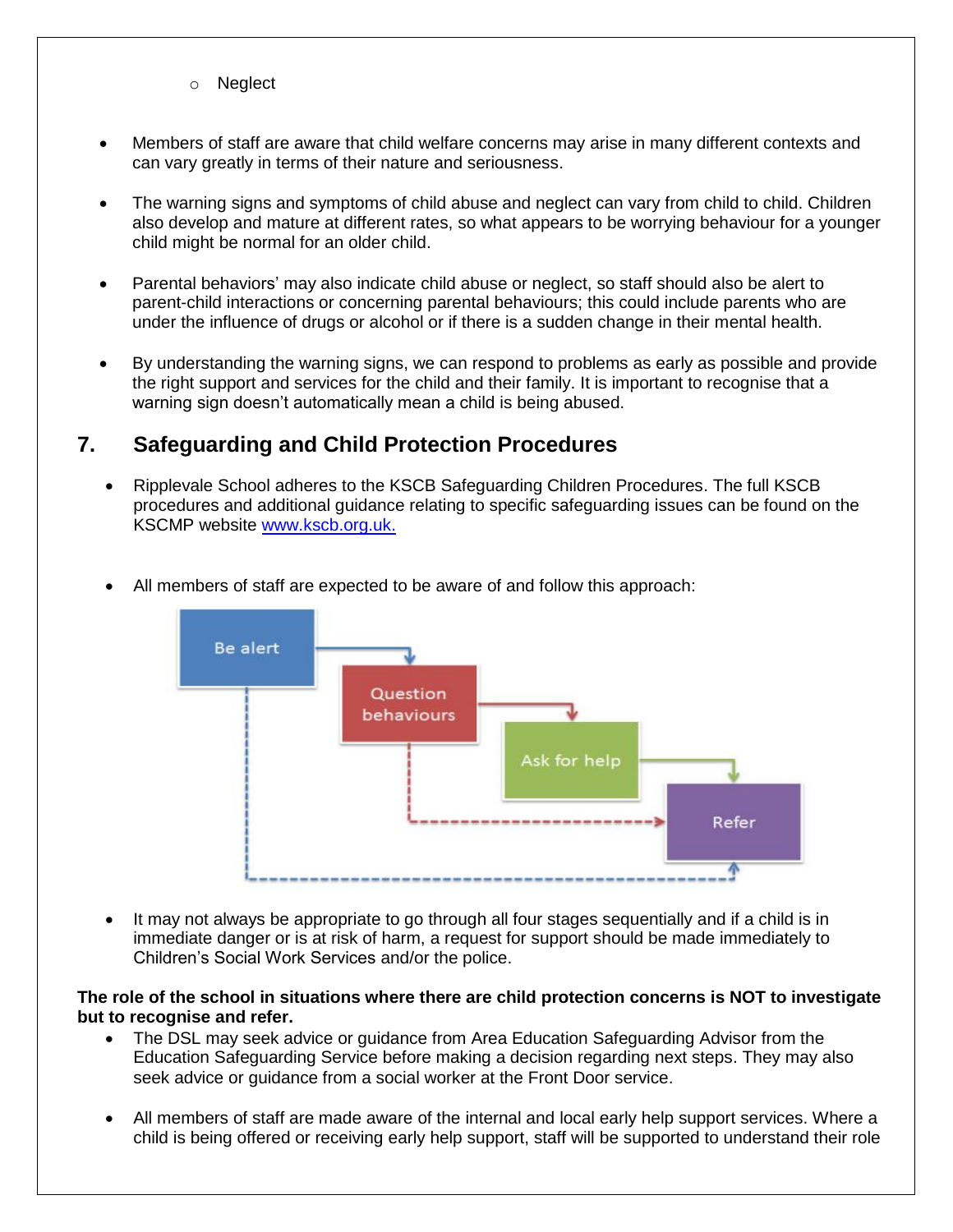- Neglect

- Members of staff are aware that child welfare concerns may arise in many different contexts and can vary greatly in terms of their nature and seriousness.

- The warning signs and symptoms of child abuse and neglect can vary from child to child. Children also develop and mature at different rates, so what appears to be worrying behaviour for a younger child might be normal for an older child.

- Parental behaviors' may also indicate child abuse or neglect, so staff should also be alert to parent-child interactions or concerning parental behaviours; this could include parents who are under the influence of drugs or alcohol or if there is a sudden change in their mental health.

- By understanding the warning signs, we can respond to problems as early as possible and provide the right support and services for the child and their family. It is important to recognise that a warning sign doesn't automatically mean a child is being abused.

## 7. Safeguarding and Child Protection Procedures

- Ripplevale School adheres to the KSCB Safeguarding Children Procedures. The full KSCB procedures and additional guidance relating to specific safeguarding issues can be found on the KSCMP website [www.kscb.org.uk.](http://www.kscb.org.uk)

- All members of staff are expected to be aware of and follow this approach:

Be alert → Question behaviours → Ask for help → Refer

- It may not always be appropriate to go through all four stages sequentially and if a child is in immediate danger or is at risk of harm, a request for support should be made immediately to Children's Social Work Services and/or the police.

**The role of the school in situations where there are child protection concerns is NOT to investigate but to recognise and refer.**

- The DSL may seek advice or guidance from Area Education Safeguarding Advisor from the Education Safeguarding Service before making a decision regarding next steps. They may also seek advice or guidance from a social worker at the Front Door service.

- All members of staff are made aware of the internal and local early help support services. Where a child is being offered or receiving early help support, staff will be supported to understand their role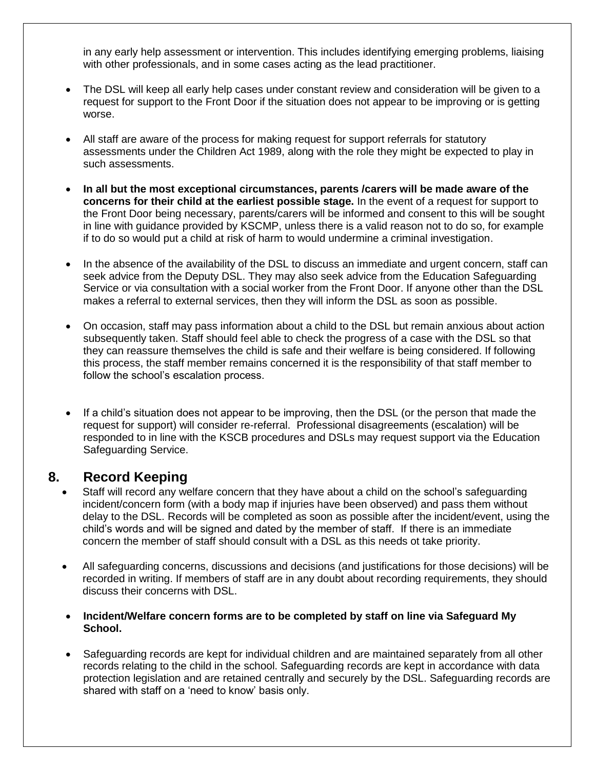in any early help assessment or intervention. This includes identifying emerging problems, liaising with other professionals, and in some cases acting as the lead practitioner.

- The DSL will keep all early help cases under constant review and consideration will be given to a request for support to the Front Door if the situation does not appear to be improving or is getting worse.
- All staff are aware of the process for making request for support referrals for statutory assessments under the Children Act 1989, along with the role they might be expected to play in such assessments.
- **In all but the most exceptional circumstances, parents /carers will be made aware of the concerns for their child at the earliest possible stage.** In the event of a request for support to the Front Door being necessary, parents/carers will be informed and consent to this will be sought in line with guidance provided by KSCMP, unless there is a valid reason not to do so, for example if to do so would put a child at risk of harm to would undermine a criminal investigation.
- In the absence of the availability of the DSL to discuss an immediate and urgent concern, staff can seek advice from the Deputy DSL. They may also seek advice from the Education Safeguarding Service or via consultation with a social worker from the Front Door. If anyone other than the DSL makes a referral to external services, then they will inform the DSL as soon as possible.
- On occasion, staff may pass information about a child to the DSL but remain anxious about action subsequently taken. Staff should feel able to check the progress of a case with the DSL so that they can reassure themselves the child is safe and their welfare is being considered. If following this process, the staff member remains concerned it is the responsibility of that staff member to follow the school's escalation process.
- If a child's situation does not appear to be improving, then the DSL (or the person that made the request for support) will consider re-referral. Professional disagreements (escalation) will be responded to in line with the KSCB procedures and DSLs may request support via the Education Safeguarding Service.

## 8. Record Keeping

- Staff will record any welfare concern that they have about a child on the school's safeguarding incident/concern form (with a body map if injuries have been observed) and pass them without delay to the DSL. Records will be completed as soon as possible after the incident/event, using the child's words and will be signed and dated by the member of staff. If there is an immediate concern the member of staff should consult with a DSL as this needs ot take priority.
- All safeguarding concerns, discussions and decisions (and justifications for those decisions) will be recorded in writing. If members of staff are in any doubt about recording requirements, they should discuss their concerns with DSL.
- **Incident/Welfare concern forms are to be completed by staff on line via Safeguard My School.**
- Safeguarding records are kept for individual children and are maintained separately from all other records relating to the child in the school. Safeguarding records are kept in accordance with data protection legislation and are retained centrally and securely by the DSL. Safeguarding records are shared with staff on a 'need to know' basis only.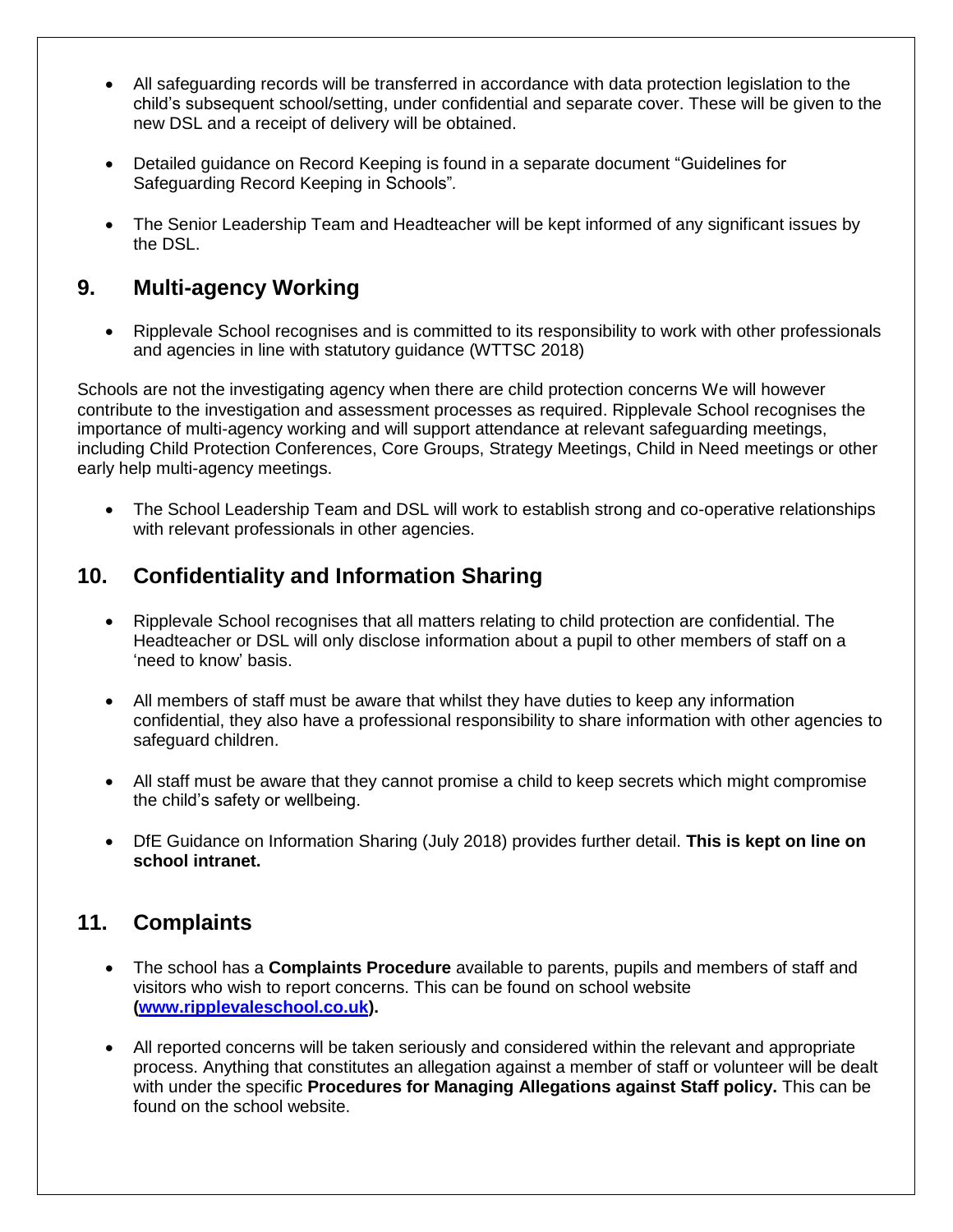- All safeguarding records will be transferred in accordance with data protection legislation to the child's subsequent school/setting, under confidential and separate cover. These will be given to the new DSL and a receipt of delivery will be obtained.

- Detailed guidance on Record Keeping is found in a separate document "Guidelines for Safeguarding Record Keeping in Schools".

- The Senior Leadership Team and Headteacher will be kept informed of any significant issues by the DSL.

## 9. Multi-agency Working

- Ripplevale School recognises and is committed to its responsibility to work with other professionals and agencies in line with statutory guidance (WTTSC 2018)

Schools are not the investigating agency when there are child protection concerns We will however contribute to the investigation and assessment processes as required. Ripplevale School recognises the importance of multi-agency working and will support attendance at relevant safeguarding meetings, including Child Protection Conferences, Core Groups, Strategy Meetings, Child in Need meetings or other early help multi-agency meetings.

- The School Leadership Team and DSL will work to establish strong and co-operative relationships with relevant professionals in other agencies.

## 10. Confidentiality and Information Sharing

- Ripplevale School recognises that all matters relating to child protection are confidential. The Headteacher or DSL will only disclose information about a pupil to other members of staff on a 'need to know' basis.

- All members of staff must be aware that whilst they have duties to keep any information confidential, they also have a professional responsibility to share information with other agencies to safeguard children.

- All staff must be aware that they cannot promise a child to keep secrets which might compromise the child's safety or wellbeing.

- DfE Guidance on Information Sharing (July 2018) provides further detail. **This is kept on line on school intranet.**

## 11. Complaints

- The school has a **Complaints Procedure** available to parents, pupils and members of staff and visitors who wish to report concerns. This can be found on school website **([www.ripplevaleschool.co.uk](http://www.ripplevaleschool.co.uk)).**

- All reported concerns will be taken seriously and considered within the relevant and appropriate process. Anything that constitutes an allegation against a member of staff or volunteer will be dealt with under the specific **Procedures for Managing Allegations against Staff policy.** This can be found on the school website.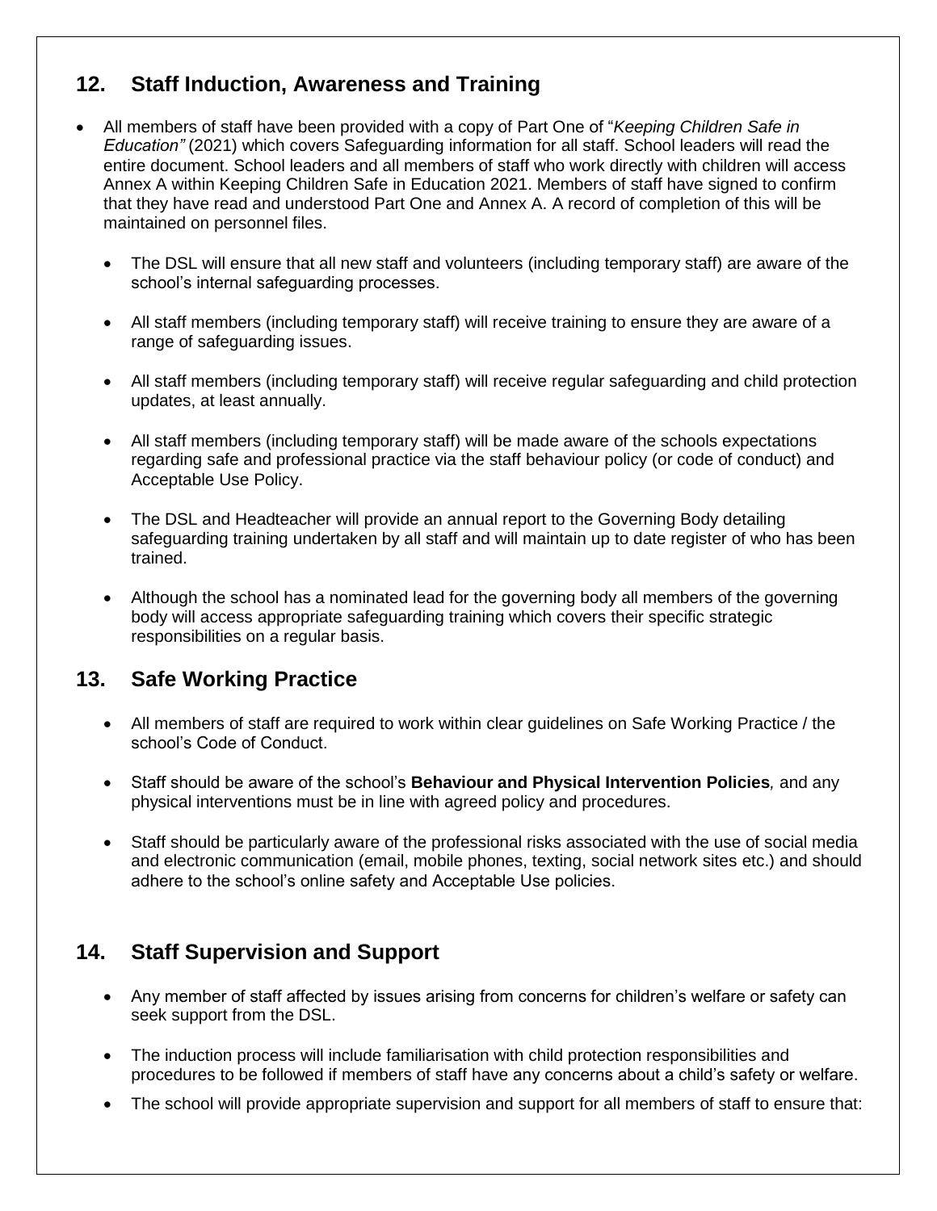## 12. Staff Induction, Awareness and Training

- All members of staff have been provided with a copy of Part One of "*Keeping Children Safe in Education"* (2021) which covers Safeguarding information for all staff. School leaders will read the entire document. School leaders and all members of staff who work directly with children will access Annex A within Keeping Children Safe in Education 2021. Members of staff have signed to confirm that they have read and understood Part One and Annex A. A record of completion of this will be maintained on personnel files.
  - The DSL will ensure that all new staff and volunteers (including temporary staff) are aware of the school's internal safeguarding processes.
  - All staff members (including temporary staff) will receive training to ensure they are aware of a range of safeguarding issues.
  - All staff members (including temporary staff) will receive regular safeguarding and child protection updates, at least annually.
  - All staff members (including temporary staff) will be made aware of the schools expectations regarding safe and professional practice via the staff behaviour policy (or code of conduct) and Acceptable Use Policy.
  - The DSL and Headteacher will provide an annual report to the Governing Body detailing safeguarding training undertaken by all staff and will maintain up to date register of who has been trained.
  - Although the school has a nominated lead for the governing body all members of the governing body will access appropriate safeguarding training which covers their specific strategic responsibilities on a regular basis.

## 13. Safe Working Practice

- All members of staff are required to work within clear guidelines on Safe Working Practice / the school's Code of Conduct.
- Staff should be aware of the school's **Behaviour and Physical Intervention Policies***,* and any physical interventions must be in line with agreed policy and procedures.
- Staff should be particularly aware of the professional risks associated with the use of social media and electronic communication (email, mobile phones, texting, social network sites etc.) and should adhere to the school's online safety and Acceptable Use policies.

## 14. Staff Supervision and Support

- Any member of staff affected by issues arising from concerns for children's welfare or safety can seek support from the DSL.
- The induction process will include familiarisation with child protection responsibilities and procedures to be followed if members of staff have any concerns about a child's safety or welfare.
- The school will provide appropriate supervision and support for all members of staff to ensure that: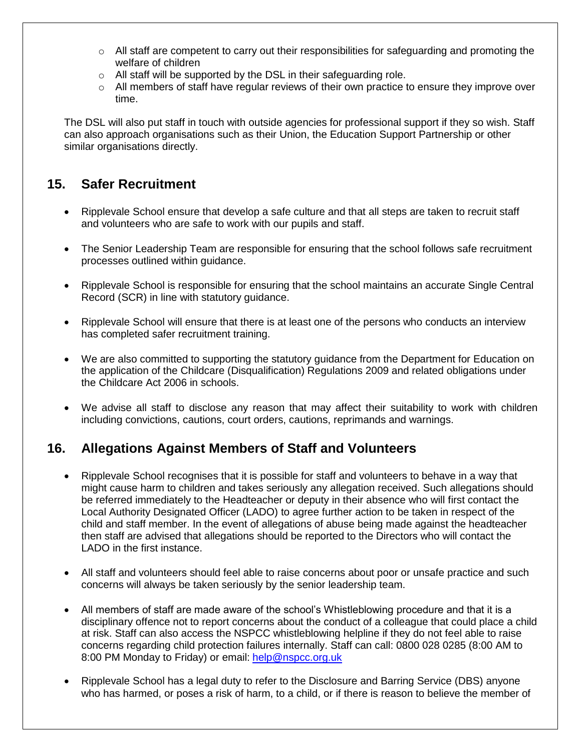- All staff are competent to carry out their responsibilities for safeguarding and promoting the welfare of children
    - All staff will be supported by the DSL in their safeguarding role.
    - All members of staff have regular reviews of their own practice to ensure they improve over time.

The DSL will also put staff in touch with outside agencies for professional support if they so wish. Staff can also approach organisations such as their Union, the Education Support Partnership or other similar organisations directly.

## 15. Safer Recruitment

- Ripplevale School ensure that develop a safe culture and that all steps are taken to recruit staff and volunteers who are safe to work with our pupils and staff.
- The Senior Leadership Team are responsible for ensuring that the school follows safe recruitment processes outlined within guidance.
- Ripplevale School is responsible for ensuring that the school maintains an accurate Single Central Record (SCR) in line with statutory guidance.
- Ripplevale School will ensure that there is at least one of the persons who conducts an interview has completed safer recruitment training.
- We are also committed to supporting the statutory guidance from the Department for Education on the application of the Childcare (Disqualification) Regulations 2009 and related obligations under the Childcare Act 2006 in schools.
- We advise all staff to disclose any reason that may affect their suitability to work with children including convictions, cautions, court orders, cautions, reprimands and warnings.

## 16. Allegations Against Members of Staff and Volunteers

- Ripplevale School recognises that it is possible for staff and volunteers to behave in a way that might cause harm to children and takes seriously any allegation received. Such allegations should be referred immediately to the Headteacher or deputy in their absence who will first contact the Local Authority Designated Officer (LADO) to agree further action to be taken in respect of the child and staff member. In the event of allegations of abuse being made against the headteacher then staff are advised that allegations should be reported to the Directors who will contact the LADO in the first instance.
- All staff and volunteers should feel able to raise concerns about poor or unsafe practice and such concerns will always be taken seriously by the senior leadership team.
- All members of staff are made aware of the school's Whistleblowing procedure and that it is a disciplinary offence not to report concerns about the conduct of a colleague that could place a child at risk. Staff can also access the NSPCC whistleblowing helpline if they do not feel able to raise concerns regarding child protection failures internally. Staff can call: 0800 028 0285 (8:00 AM to 8:00 PM Monday to Friday) or email: help@nspcc.org.uk
- Ripplevale School has a legal duty to refer to the Disclosure and Barring Service (DBS) anyone who has harmed, or poses a risk of harm, to a child, or if there is reason to believe the member of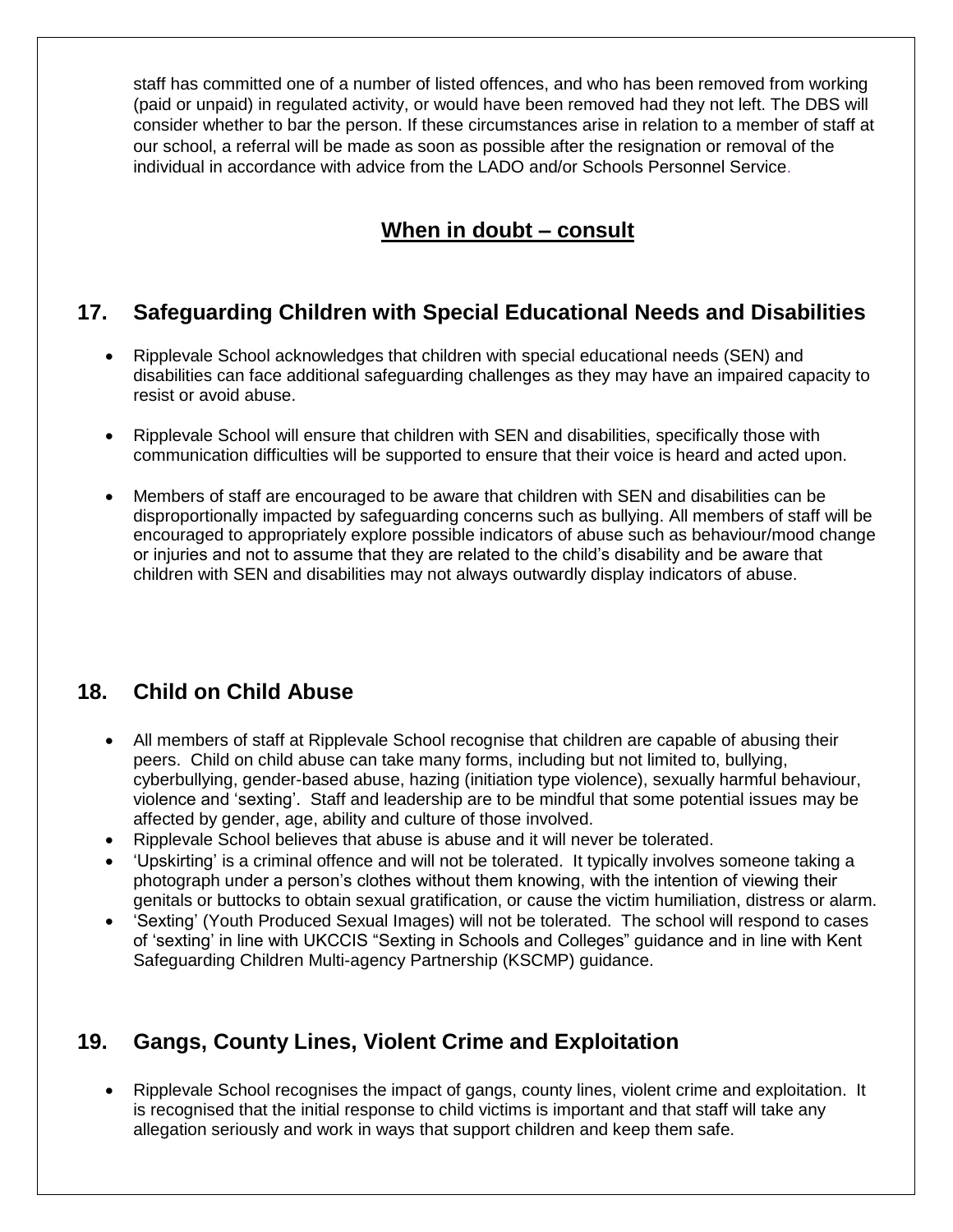staff has committed one of a number of listed offences, and who has been removed from working (paid or unpaid) in regulated activity, or would have been removed had they not left. The DBS will consider whether to bar the person. If these circumstances arise in relation to a member of staff at our school, a referral will be made as soon as possible after the resignation or removal of the individual in accordance with advice from the LADO and/or Schools Personnel Service.

**When in doubt – consult**

## 17. Safeguarding Children with Special Educational Needs and Disabilities

- Ripplevale School acknowledges that children with special educational needs (SEN) and disabilities can face additional safeguarding challenges as they may have an impaired capacity to resist or avoid abuse.
- Ripplevale School will ensure that children with SEN and disabilities, specifically those with communication difficulties will be supported to ensure that their voice is heard and acted upon.
- Members of staff are encouraged to be aware that children with SEN and disabilities can be disproportionally impacted by safeguarding concerns such as bullying. All members of staff will be encouraged to appropriately explore possible indicators of abuse such as behaviour/mood change or injuries and not to assume that they are related to the child's disability and be aware that children with SEN and disabilities may not always outwardly display indicators of abuse.

## 18. Child on Child Abuse

- All members of staff at Ripplevale School recognise that children are capable of abusing their peers. Child on child abuse can take many forms, including but not limited to, bullying, cyberbullying, gender-based abuse, hazing (initiation type violence), sexually harmful behaviour, violence and 'sexting'. Staff and leadership are to be mindful that some potential issues may be affected by gender, age, ability and culture of those involved.
- Ripplevale School believes that abuse is abuse and it will never be tolerated.
- 'Upskirting' is a criminal offence and will not be tolerated. It typically involves someone taking a photograph under a person's clothes without them knowing, with the intention of viewing their genitals or buttocks to obtain sexual gratification, or cause the victim humiliation, distress or alarm.
- 'Sexting' (Youth Produced Sexual Images) will not be tolerated. The school will respond to cases of 'sexting' in line with UKCCIS "Sexting in Schools and Colleges" guidance and in line with Kent Safeguarding Children Multi-agency Partnership (KSCMP) guidance.

## 19. Gangs, County Lines, Violent Crime and Exploitation

- Ripplevale School recognises the impact of gangs, county lines, violent crime and exploitation. It is recognised that the initial response to child victims is important and that staff will take any allegation seriously and work in ways that support children and keep them safe.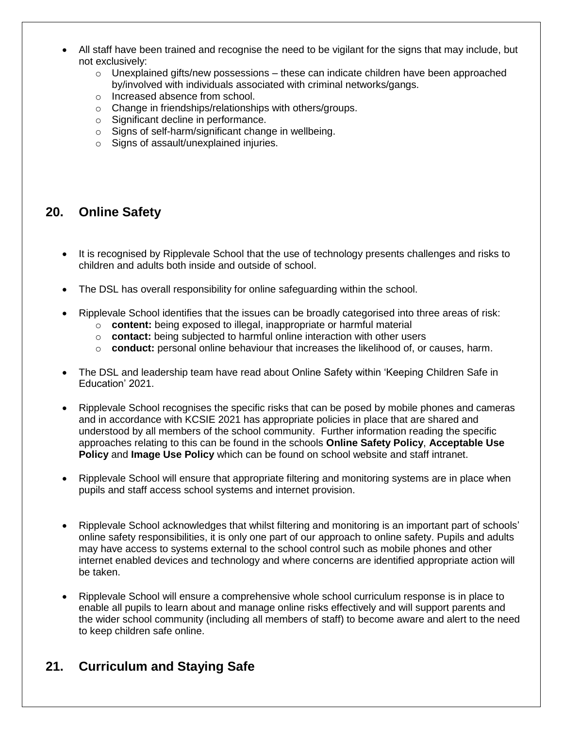- All staff have been trained and recognise the need to be vigilant for the signs that may include, but not exclusively:
  - Unexplained gifts/new possessions – these can indicate children have been approached by/involved with individuals associated with criminal networks/gangs.
  - Increased absence from school.
  - Change in friendships/relationships with others/groups.
  - Significant decline in performance.
  - Signs of self-harm/significant change in wellbeing.
  - Signs of assault/unexplained injuries.

## 20. Online Safety

- It is recognised by Ripplevale School that the use of technology presents challenges and risks to children and adults both inside and outside of school.

- The DSL has overall responsibility for online safeguarding within the school.

- Ripplevale School identifies that the issues can be broadly categorised into three areas of risk:
  - **content:** being exposed to illegal, inappropriate or harmful material
  - **contact:** being subjected to harmful online interaction with other users
  - **conduct:** personal online behaviour that increases the likelihood of, or causes, harm.

- The DSL and leadership team have read about Online Safety within 'Keeping Children Safe in Education' 2021.

- Ripplevale School recognises the specific risks that can be posed by mobile phones and cameras and in accordance with KCSIE 2021 has appropriate policies in place that are shared and understood by all members of the school community. Further information reading the specific approaches relating to this can be found in the schools **Online Safety Policy**, **Acceptable Use Policy** and **Image Use Policy** which can be found on school website and staff intranet.

- Ripplevale School will ensure that appropriate filtering and monitoring systems are in place when pupils and staff access school systems and internet provision.

- Ripplevale School acknowledges that whilst filtering and monitoring is an important part of schools' online safety responsibilities, it is only one part of our approach to online safety. Pupils and adults may have access to systems external to the school control such as mobile phones and other internet enabled devices and technology and where concerns are identified appropriate action will be taken.

- Ripplevale School will ensure a comprehensive whole school curriculum response is in place to enable all pupils to learn about and manage online risks effectively and will support parents and the wider school community (including all members of staff) to become aware and alert to the need to keep children safe online.

## 21. Curriculum and Staying Safe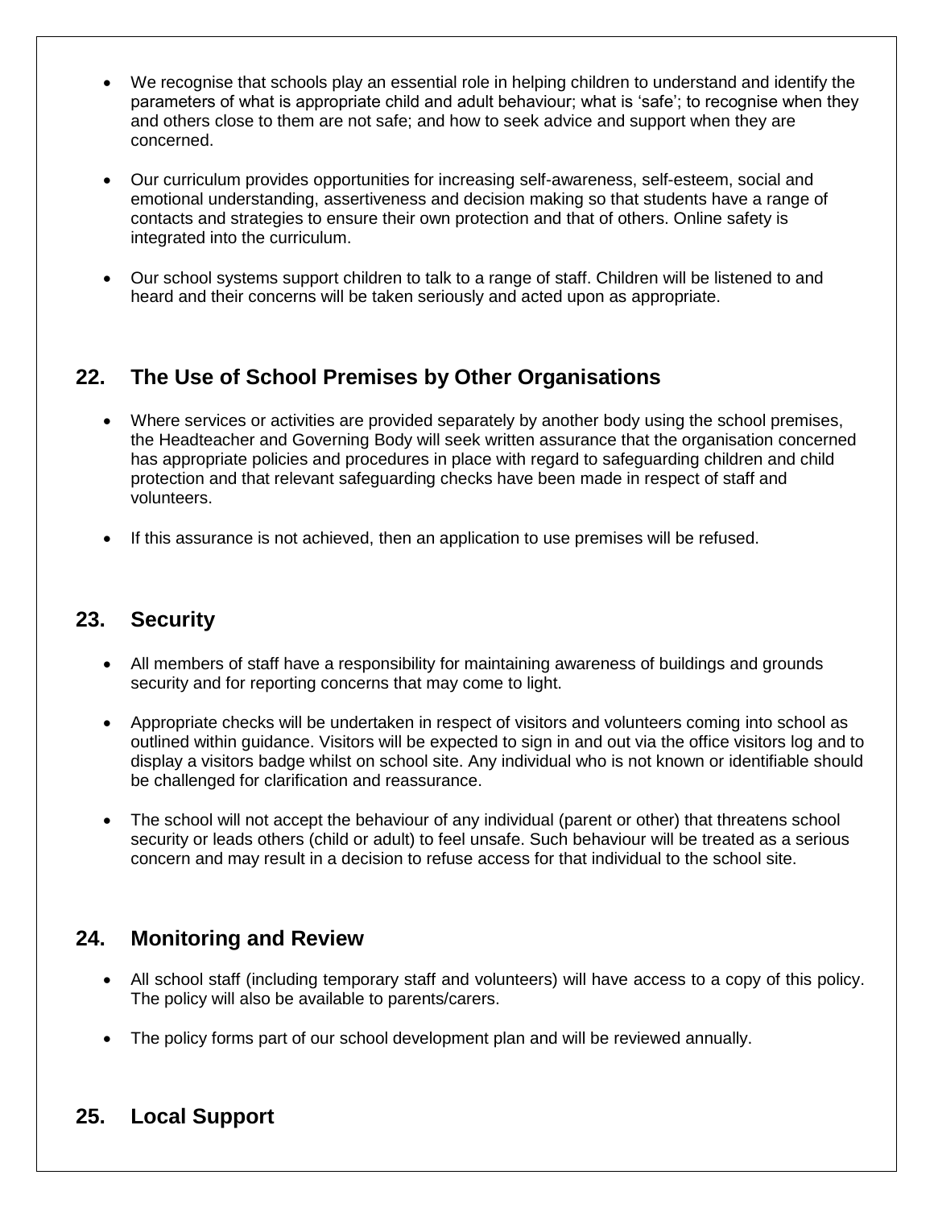- We recognise that schools play an essential role in helping children to understand and identify the parameters of what is appropriate child and adult behaviour; what is 'safe'; to recognise when they and others close to them are not safe; and how to seek advice and support when they are concerned.

- Our curriculum provides opportunities for increasing self-awareness, self-esteem, social and emotional understanding, assertiveness and decision making so that students have a range of contacts and strategies to ensure their own protection and that of others. Online safety is integrated into the curriculum.

- Our school systems support children to talk to a range of staff. Children will be listened to and heard and their concerns will be taken seriously and acted upon as appropriate.

## 22. The Use of School Premises by Other Organisations

- Where services or activities are provided separately by another body using the school premises, the Headteacher and Governing Body will seek written assurance that the organisation concerned has appropriate policies and procedures in place with regard to safeguarding children and child protection and that relevant safeguarding checks have been made in respect of staff and volunteers.

- If this assurance is not achieved, then an application to use premises will be refused.

## 23. Security

- All members of staff have a responsibility for maintaining awareness of buildings and grounds security and for reporting concerns that may come to light.

- Appropriate checks will be undertaken in respect of visitors and volunteers coming into school as outlined within guidance. Visitors will be expected to sign in and out via the office visitors log and to display a visitors badge whilst on school site. Any individual who is not known or identifiable should be challenged for clarification and reassurance.

- The school will not accept the behaviour of any individual (parent or other) that threatens school security or leads others (child or adult) to feel unsafe. Such behaviour will be treated as a serious concern and may result in a decision to refuse access for that individual to the school site.

## 24. Monitoring and Review

- All school staff (including temporary staff and volunteers) will have access to a copy of this policy. The policy will also be available to parents/carers.

- The policy forms part of our school development plan and will be reviewed annually.

## 25. Local Support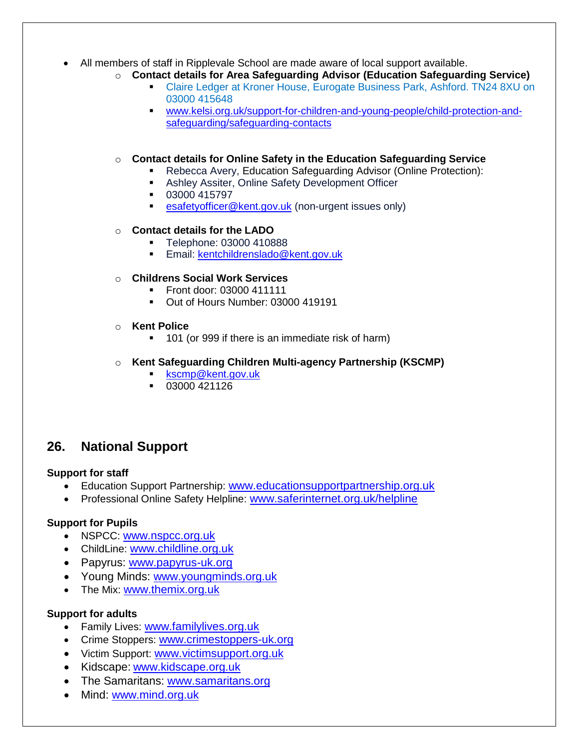- All members of staff in Ripplevale School are made aware of local support available.
  - **Contact details for Area Safeguarding Advisor (Education Safeguarding Service)**
    - Claire Ledger at Kroner House, Eurogate Business Park, Ashford. TN24 8XU on 03000 415648
    - www.kelsi.org.uk/support-for-children-and-young-people/child-protection-and-safeguarding/safeguarding-contacts
  - **Contact details for Online Safety in the Education Safeguarding Service**
    - Rebecca Avery, Education Safeguarding Advisor (Online Protection):
    - Ashley Assiter, Online Safety Development Officer
    - 03000 415797
    - esafetyofficer@kent.gov.uk (non-urgent issues only)
  - **Contact details for the LADO**
    - Telephone: 03000 410888
    - Email: kentchildrenslado@kent.gov.uk
  - **Childrens Social Work Services**
    - Front door: 03000 411111
    - Out of Hours Number: 03000 419191
  - **Kent Police**
    - 101 (or 999 if there is an immediate risk of harm)
  - **Kent Safeguarding Children Multi-agency Partnership (KSCMP)**
    - kscmp@kent.gov.uk
    - 03000 421126

## 26. National Support

**Support for staff**

- Education Support Partnership: www.educationsupportpartnership.org.uk
- Professional Online Safety Helpline: www.saferinternet.org.uk/helpline

**Support for Pupils**

- NSPCC: www.nspcc.org.uk
- ChildLine: www.childline.org.uk
- Papyrus: www.papyrus-uk.org
- Young Minds: www.youngminds.org.uk
- The Mix: www.themix.org.uk

**Support for adults**

- Family Lives: www.familylives.org.uk
- Crime Stoppers: www.crimestoppers-uk.org
- Victim Support: www.victimsupport.org.uk
- Kidscape: www.kidscape.org.uk
- The Samaritans: www.samaritans.org
- Mind: www.mind.org.uk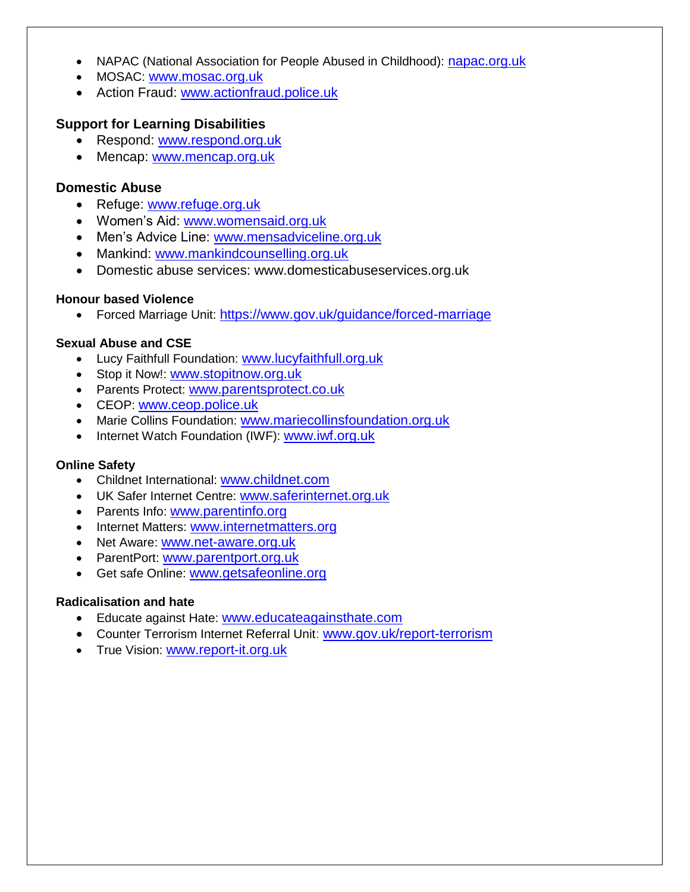- NAPAC (National Association for People Abused in Childhood): napac.org.uk
- MOSAC: www.mosac.org.uk
- Action Fraud: www.actionfraud.police.uk

**Support for Learning Disabilities**

- Respond: www.respond.org.uk
- Mencap: www.mencap.org.uk

**Domestic Abuse**

- Refuge: www.refuge.org.uk
- Women's Aid: www.womensaid.org.uk
- Men's Advice Line: www.mensadviceline.org.uk
- Mankind: www.mankindcounselling.org.uk
- Domestic abuse services: www.domesticabuseservices.org.uk

**Honour based Violence**

- Forced Marriage Unit: https://www.gov.uk/guidance/forced-marriage

**Sexual Abuse and CSE**

- Lucy Faithfull Foundation: www.lucyfaithfull.org.uk
- Stop it Now!: www.stopitnow.org.uk
- Parents Protect: www.parentsprotect.co.uk
- CEOP: www.ceop.police.uk
- Marie Collins Foundation: www.mariecollinsfoundation.org.uk
- Internet Watch Foundation (IWF): www.iwf.org.uk

**Online Safety**

- Childnet International: www.childnet.com
- UK Safer Internet Centre: www.saferinternet.org.uk
- Parents Info: www.parentinfo.org
- Internet Matters: www.internetmatters.org
- Net Aware: www.net-aware.org.uk
- ParentPort: www.parentport.org.uk
- Get safe Online: www.getsafeonline.org

**Radicalisation and hate**

- Educate against Hate: www.educateagainsthate.com
- Counter Terrorism Internet Referral Unit: www.gov.uk/report-terrorism
- True Vision: www.report-it.org.uk